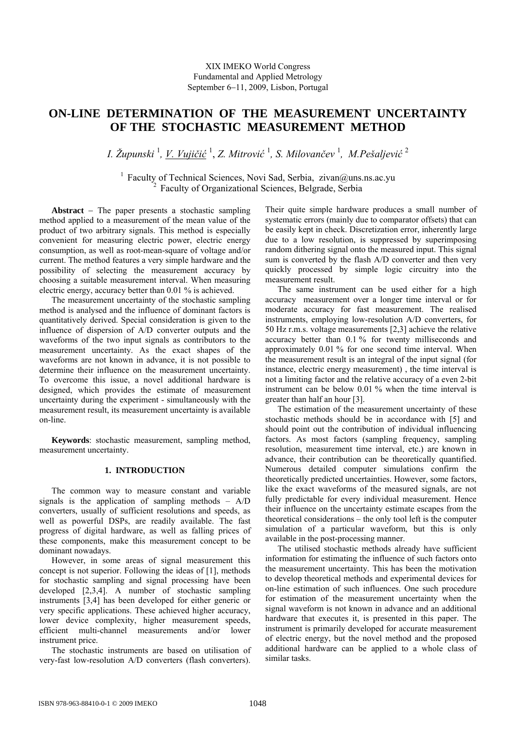XIX IMEKO World Congress
Fundamental and Applied Metrology
September 6−11, 2009, Lisbon, Portugal

# ON-LINE DETERMINATION OF THE MEASUREMENT UNCERTAINTY OF THE STOCHASTIC MEASUREMENT METHOD

*I. Župunski* [1], *V. Vujičić* [1], *Z. Mitrović* [1], *S. Milovančev* [1], *M.Pešaljević* [2]

[1] Faculty of Technical Sciences, Novi Sad, Serbia, zivan@uns.ns.ac.yu
[2] Faculty of Organizational Sciences, Belgrade, Serbia

**Abstract** − The paper presents a stochastic sampling method applied to a measurement of the mean value of the product of two arbitrary signals. This method is especially convenient for measuring electric power, electric energy consumption, as well as root-mean-square of voltage and/or current. The method features a very simple hardware and the possibility of selecting the measurement accuracy by choosing a suitable measurement interval. When measuring electric energy, accuracy better than 0.01 % is achieved.

The measurement uncertainty of the stochastic sampling method is analysed and the influence of dominant factors is quantitatively derived. Special consideration is given to the influence of dispersion of A/D converter outputs and the waveforms of the two input signals as contributors to the measurement uncertainty. As the exact shapes of the waveforms are not known in advance, it is not possible to determine their influence on the measurement uncertainty. To overcome this issue, a novel additional hardware is designed, which provides the estimate of measurement uncertainty during the experiment - simultaneously with the measurement result, its measurement uncertainty is available on-line.

**Keywords**: stochastic measurement, sampling method, measurement uncertainty.

## 1. INTRODUCTION

The common way to measure constant and variable signals is the application of sampling methods – A/D converters, usually of sufficient resolutions and speeds, as well as powerful DSPs, are readily available. The fast progress of digital hardware, as well as falling prices of these components, make this measurement concept to be dominant nowadays.

However, in some areas of signal measurement this concept is not superior. Following the ideas of [1], methods for stochastic sampling and signal processing have been developed [2,3,4]. A number of stochastic sampling instruments [3,4] has been developed for either generic or very specific applications. These achieved higher accuracy, lower device complexity, higher measurement speeds, efficient multi-channel measurements and/or lower instrument price.

The stochastic instruments are based on utilisation of very-fast low-resolution A/D converters (flash converters). Their quite simple hardware produces a small number of systematic errors (mainly due to comparator offsets) that can be easily kept in check. Discretization error, inherently large due to a low resolution, is suppressed by superimposing random dithering signal onto the measured input. This signal sum is converted by the flash A/D converter and then very quickly processed by simple logic circuitry into the measurement result.

The same instrument can be used either for a high accuracy measurement over a longer time interval or for moderate accuracy for fast measurement. The realised instruments, employing low-resolution A/D converters, for 50 Hz r.m.s. voltage measurements [2,3] achieve the relative accuracy better than 0.1 % for twenty milliseconds and approximately 0.01 % for one second time interval. When the measurement result is an integral of the input signal (for instance, electric energy measurement) , the time interval is not a limiting factor and the relative accuracy of a even 2-bit instrument can be below 0.01 % when the time interval is greater than half an hour [3].

The estimation of the measurement uncertainty of these stochastic methods should be in accordance with [5] and should point out the contribution of individual influencing factors. As most factors (sampling frequency, sampling resolution, measurement time interval, etc.) are known in advance, their contribution can be theoretically quantified. Numerous detailed computer simulations confirm the theoretically predicted uncertainties. However, some factors, like the exact waveforms of the measured signals, are not fully predictable for every individual measurement. Hence their influence on the uncertainty estimate escapes from the theoretical considerations – the only tool left is the computer simulation of a particular waveform, but this is only available in the post-processing manner.

The utilised stochastic methods already have sufficient information for estimating the influence of such factors onto the measurement uncertainty. This has been the motivation to develop theoretical methods and experimental devices for on-line estimation of such influences. One such procedure for estimation of the measurement uncertainty when the signal waveform is not known in advance and an additional hardware that executes it, is presented in this paper. The instrument is primarily developed for accurate measurement of electric energy, but the novel method and the proposed additional hardware can be applied to a whole class of similar tasks.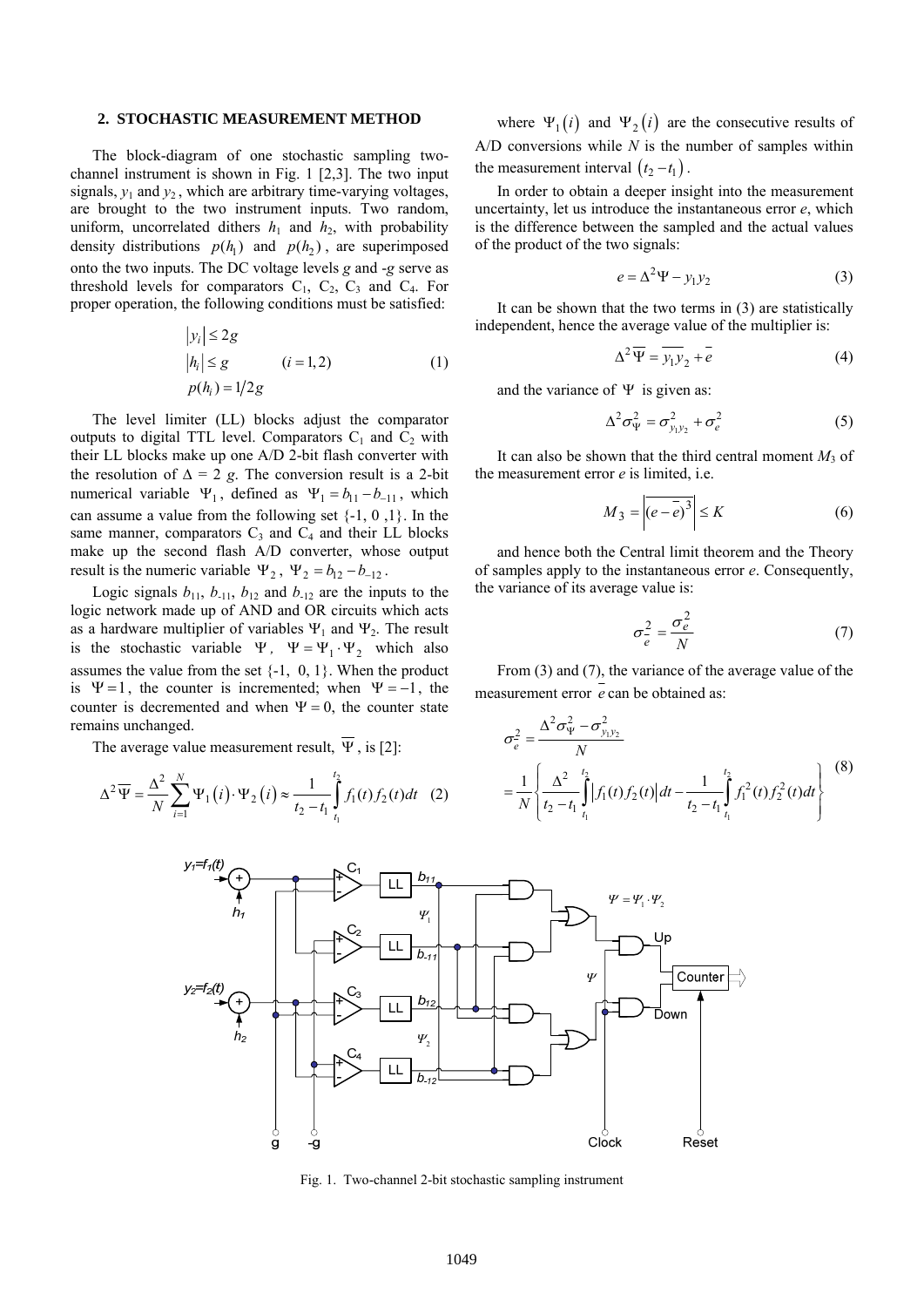## 2. STOCHASTIC MEASUREMENT METHOD

The block-diagram of one stochastic sampling two-channel instrument is shown in Fig. 1 [2,3]. The two input signals, $y_1$ and $y_2$, which are arbitrary time-varying voltages, are brought to the two instrument inputs. Two random, uniform, uncorrelated dithers $h_1$ and $h_2$, with probability density distributions $p(h_1)$ and $p(h_2)$, are superimposed onto the two inputs. The DC voltage levels $g$ and $-g$ serve as threshold levels for comparators $C_1$, $C_2$, $C_3$ and $C_4$. For proper operation, the following conditions must be satisfied:

$$
\begin{aligned}
&|y_i| \le 2g \\
&|h_i| \le g \qquad (i = 1,2) \\
&p(h_i) = 1/2g
\end{aligned}
\tag{1}
$$

The level limiter (LL) blocks adjust the comparator outputs to digital TTL level. Comparators $C_1$ and $C_2$ with their LL blocks make up one A/D 2-bit flash converter with the resolution of $\Delta = 2\,g$. The conversion result is a 2-bit numerical variable $\Psi_1$, defined as $\Psi_1 = b_{11} - b_{-11}$, which can assume a value from the following set {-1, 0 ,1}. In the same manner, comparators $C_3$ and $C_4$ and their LL blocks make up the second flash A/D converter, whose output result is the numeric variable $\Psi_2$, $\Psi_2 = b_{12} - b_{-12}$.

Logic signals $b_{11}$, $b_{-11}$, $b_{12}$ and $b_{-12}$ are the inputs to the logic network made up of AND and OR circuits which acts as a hardware multiplier of variables $\Psi_1$ and $\Psi_2$. The result is the stochastic variable $\Psi$, $\Psi = \Psi_1 \cdot \Psi_2$ which also assumes the value from the set {-1, 0, 1}. When the product is $\Psi = 1$, the counter is incremented; when $\Psi = -1$, the counter is decremented and when $\Psi = 0$, the counter state remains unchanged.

The average value measurement result, $\overline{\Psi}$, is [2]:

$$
\Delta^2 \overline{\Psi} = \frac{\Delta^2}{N} \sum_{i=1}^{N} \Psi_1(i) \cdot \Psi_2(i) \approx \frac{1}{t_2 - t_1} \int_{t_1}^{t_2} f_1(t) f_2(t) dt \tag{2}
$$

where $\Psi_1(i)$ and $\Psi_2(i)$ are the consecutive results of A/D conversions while $N$ is the number of samples within the measurement interval $(t_2 - t_1)$.

In order to obtain a deeper insight into the measurement uncertainty, let us introduce the instantaneous error $e$, which is the difference between the sampled and the actual values of the product of the two signals:

$$
e = \Delta^2 \Psi - y_1 y_2 \tag{3}
$$

It can be shown that the two terms in (3) are statistically independent, hence the average value of the multiplier is:

$$
\Delta^2 \overline{\Psi} = \overline{y_1 y_2} + \overline{e} \tag{4}
$$

and the variance of $\Psi$ is given as:

$$
\Delta^2 \sigma_\Psi^2 = \sigma_{y_1 y_2}^2 + \sigma_e^2 \tag{5}
$$

It can also be shown that the third central moment $M_3$ of the measurement error $e$ is limited, i.e.

$$
M_3 = \left| \overline{(e - \overline{e})^3} \right| \le K \tag{6}
$$

and hence both the Central limit theorem and the Theory of samples apply to the instantaneous error $e$. Consequently, the variance of its average value is:

$$
\sigma_{\overline{e}}^2 = \frac{\sigma_e^2}{N} \tag{7}
$$

From (3) and (7), the variance of the average value of the measurement error $\overline{e}$ can be obtained as:

$$
\begin{aligned}
\sigma_{\overline{e}}^2 &= \frac{\Delta^2 \sigma_\Psi^2 - \sigma_{y_1 y_2}^2}{N} \\
&= \frac{1}{N} \left\{ \frac{\Delta^2}{t_2 - t_1} \int_{t_1}^{t_2} \left| f_1(t) f_2(t) \right| dt - \frac{1}{t_2 - t_1} \int_{t_1}^{t_2} f_1^2(t) f_2^2(t) dt \right\}
\end{aligned}
\tag{8}
$$

Fig. 1. Two-channel 2-bit stochastic sampling instrument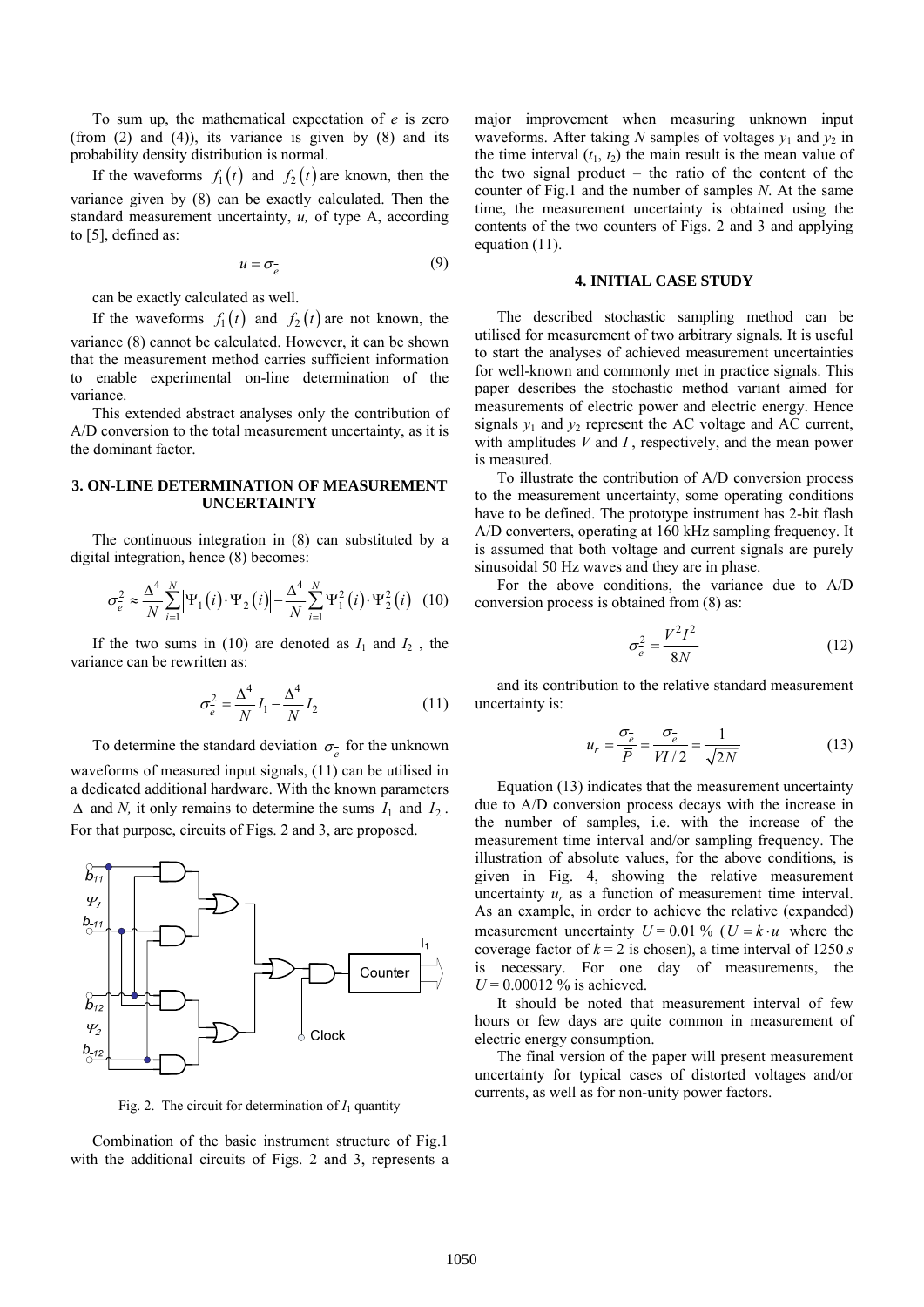To sum up, the mathematical expectation of $e$ is zero (from (2) and (4)), its variance is given by (8) and its probability density distribution is normal.

If the waveforms $f_1(t)$ and $f_2(t)$ are known, then the variance given by (8) can be exactly calculated. Then the standard measurement uncertainty, $u$, of type A, according to [5], defined as:

$$u = \sigma_{\bar{e}} \tag{9}$$

can be exactly calculated as well.

If the waveforms $f_1(t)$ and $f_2(t)$ are not known, the variance (8) cannot be calculated. However, it can be shown that the measurement method carries sufficient information to enable experimental on-line determination of the variance.

This extended abstract analyses only the contribution of A/D conversion to the total measurement uncertainty, as it is the dominant factor.

## 3. ON-LINE DETERMINATION OF MEASUREMENT UNCERTAINTY

The continuous integration in (8) can substituted by a digital integration, hence (8) becomes:

$$\sigma_{\bar{e}}^2 \approx \frac{\Delta^4}{N}\sum_{i=1}^{N}\left|\Psi_1(i)\cdot\Psi_2(i)\right| - \frac{\Delta^4}{N}\sum_{i=1}^{N}\Psi_1^2(i)\cdot\Psi_2^2(i) \tag{10}$$

If the two sums in (10) are denoted as $I_1$ and $I_2$, the variance can be rewritten as:

$$\sigma_{\bar{e}}^2 = \frac{\Delta^4}{N}I_1 - \frac{\Delta^4}{N}I_2 \tag{11}$$

To determine the standard deviation $\sigma_{\bar{e}}$ for the unknown waveforms of measured input signals, (11) can be utilised in a dedicated additional hardware. With the known parameters $\Delta$ and $N$, it only remains to determine the sums $I_1$ and $I_2$. For that purpose, circuits of Figs. 2 and 3, are proposed.

Fig. 2. The circuit for determination of $I_1$ quantity

Combination of the basic instrument structure of Fig.1 with the additional circuits of Figs. 2 and 3, represents a major improvement when measuring unknown input waveforms. After taking $N$ samples of voltages $y_1$ and $y_2$ in the time interval $(t_1, t_2)$ the main result is the mean value of the two signal product – the ratio of the content of the counter of Fig.1 and the number of samples $N$. At the same time, the measurement uncertainty is obtained using the contents of the two counters of Figs. 2 and 3 and applying equation (11).

## 4. INITIAL CASE STUDY

The described stochastic sampling method can be utilised for measurement of two arbitrary signals. It is useful to start the analyses of achieved measurement uncertainties for well-known and commonly met in practice signals. This paper describes the stochastic method variant aimed for measurements of electric power and electric energy. Hence signals $y_1$ and $y_2$ represent the AC voltage and AC current, with amplitudes $V$ and $I$, respectively, and the mean power is measured.

To illustrate the contribution of A/D conversion process to the measurement uncertainty, some operating conditions have to be defined. The prototype instrument has 2-bit flash A/D converters, operating at 160 kHz sampling frequency. It is assumed that both voltage and current signals are purely sinusoidal 50 Hz waves and they are in phase.

For the above conditions, the variance due to A/D conversion process is obtained from (8) as:

$$\sigma_{\bar{e}}^2 = \frac{V^2 I^2}{8N} \tag{12}$$

and its contribution to the relative standard measurement uncertainty is:

$$u_r = \frac{\sigma_{\bar{e}}}{\bar{P}} = \frac{\sigma_{\bar{e}}}{VI/2} = \frac{1}{\sqrt{2N}} \tag{13}$$

Equation (13) indicates that the measurement uncertainty due to A/D conversion process decays with the increase in the number of samples, i.e. with the increase of the measurement time interval and/or sampling frequency. The illustration of absolute values, for the above conditions, is given in Fig. 4, showing the relative measurement uncertainty $u_r$ as a function of measurement time interval. As an example, in order to achieve the relative (expanded) measurement uncertainty $U = 0.01$ % ($U = k \cdot u$ where the coverage factor of $k = 2$ is chosen), a time interval of 1250 $s$ is necessary. For one day of measurements, the $U = 0.00012$ % is achieved.

It should be noted that measurement interval of few hours or few days are quite common in measurement of electric energy consumption.

The final version of the paper will present measurement uncertainty for typical cases of distorted voltages and/or currents, as well as for non-unity power factors.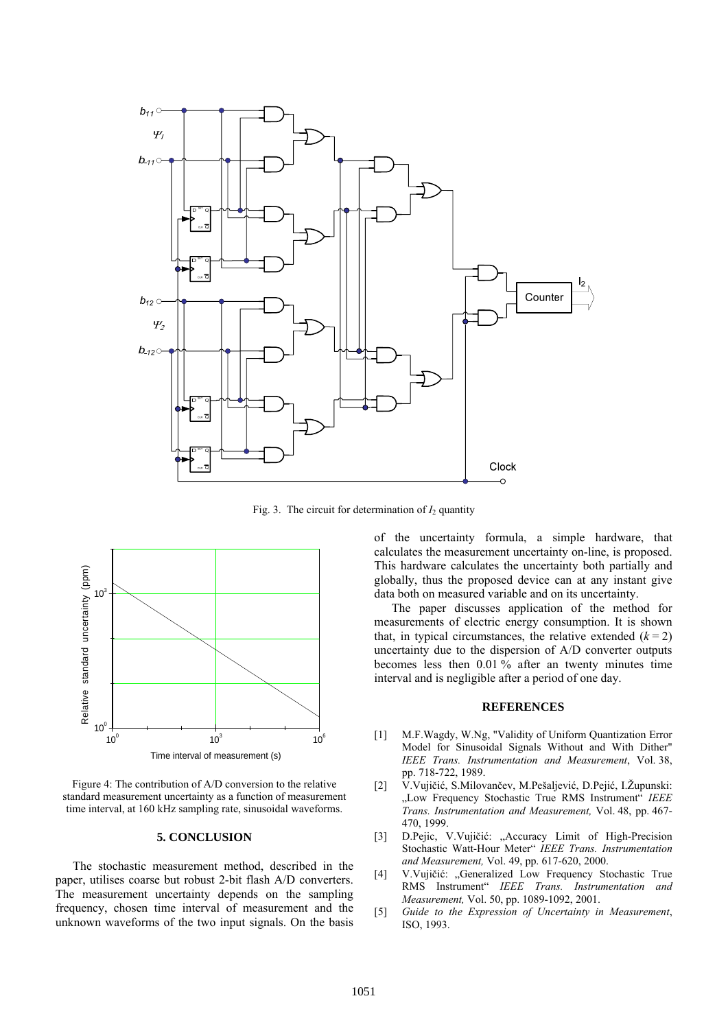$b_{11}$

$\Psi_1$

$b_{-11}$

$b_{12}$

$\Psi_2$

$b_{-12}$

$I_2$

Counter

Clock

Fig. 3. The circuit for determination of $I_2$ quantity

Relative standard uncertainty (ppm)

$10^3$

$10^0$

$10^0$

$10^3$

$10^6$

Time interval of measurement (s)

Figure 4: The contribution of A/D conversion to the relative standard measurement uncertainty as a function of measurement time interval, at 160 kHz sampling rate, sinusoidal waveforms.

## 5. CONCLUSION

The stochastic measurement method, described in the paper, utilises coarse but robust 2-bit flash A/D converters. The measurement uncertainty depends on the sampling frequency, chosen time interval of measurement and the unknown waveforms of the two input signals. On the basis of the uncertainty formula, a simple hardware, that calculates the measurement uncertainty on-line, is proposed. This hardware calculates the uncertainty both partially and globally, thus the proposed device can at any instant give data both on measured variable and on its uncertainty.

The paper discusses application of the method for measurements of electric energy consumption. It is shown that, in typical circumstances, the relative extended ($k = 2$) uncertainty due to the dispersion of A/D converter outputs becomes less then 0.01 % after an twenty minutes time interval and is negligible after a period of one day.

## REFERENCES

[1] M.F.Wagdy, W.Ng, "Validity of Uniform Quantization Error Model for Sinusoidal Signals Without and With Dither" *IEEE Trans. Instrumentation and Measurement*, Vol. 38, pp. 718-722, 1989.

[2] V.Vujičić, S.Milovančev, M.Pešaljević, D.Pejić, I.Župunski: „Low Frequency Stochastic True RMS Instrument“ *IEEE Trans. Instrumentation and Measurement,* Vol. 48, pp. 467-470, 1999.

[3] D.Pejic, V.Vujičić: „Accuracy Limit of High-Precision Stochastic Watt-Hour Meter“ *IEEE Trans. Instrumentation and Measurement,* Vol. 49, pp. 617-620, 2000.

[4] V.Vujičić: „Generalized Low Frequency Stochastic True RMS Instrument“ *IEEE Trans. Instrumentation and Measurement,* Vol. 50, pp. 1089-1092, 2001.

[5] *Guide to the Expression of Uncertainty in Measurement*, ISO, 1993.